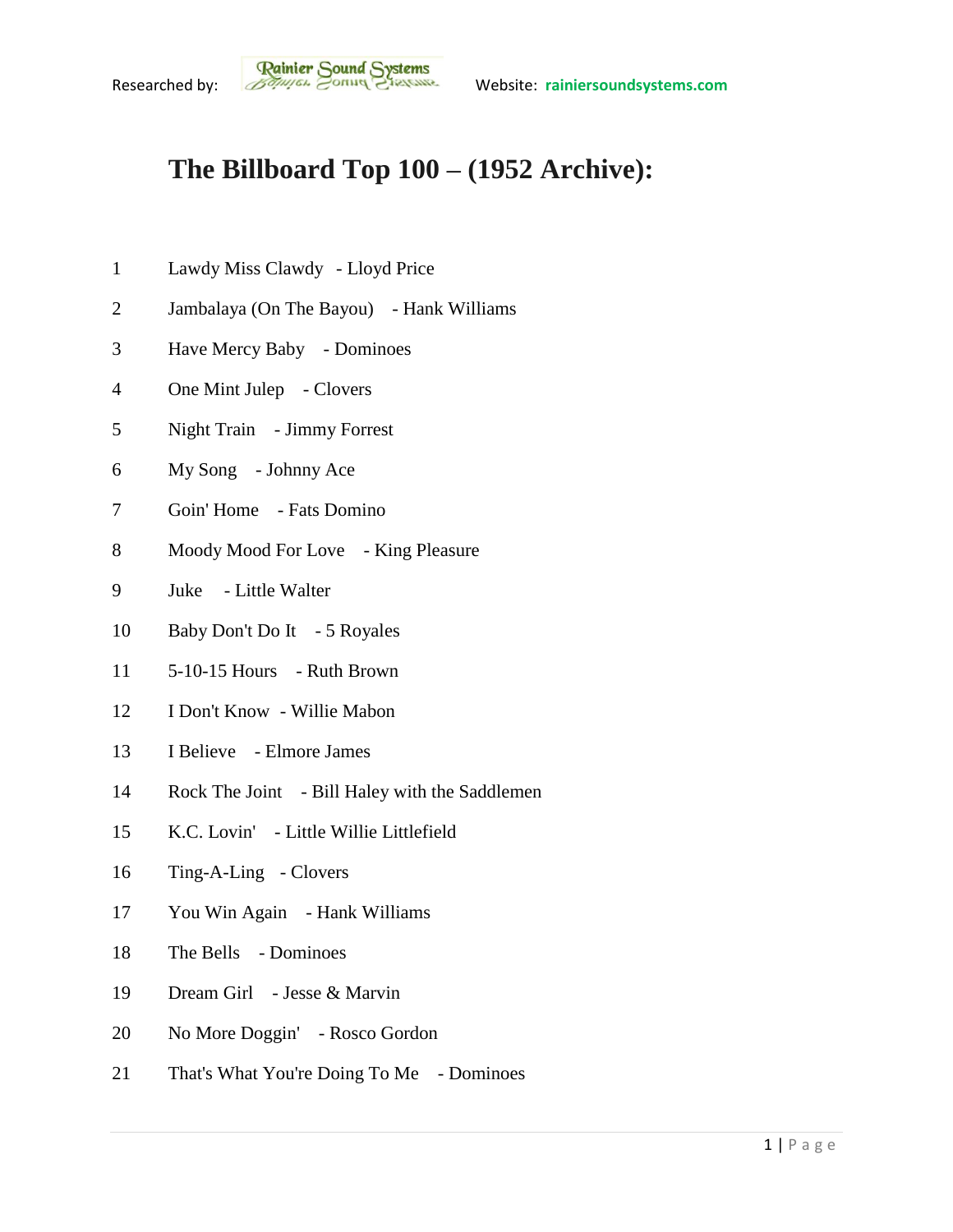Researched by: Rainier Sound Systems Website: rainiersoundsystems.com

# The Billboard Top 100 – (1952 Archive):

1 Lawdy Miss Clawdy - Lloyd Price

2 Jambalaya (On The Bayou) - Hank Williams

3 Have Mercy Baby - Dominoes

4 One Mint Julep - Clovers

5 Night Train - Jimmy Forrest

6 My Song - Johnny Ace

7 Goin' Home - Fats Domino

8 Moody Mood For Love - King Pleasure

9 Juke - Little Walter

10 Baby Don't Do It - 5 Royales

11 5-10-15 Hours - Ruth Brown

12 I Don't Know - Willie Mabon

13 I Believe - Elmore James

14 Rock The Joint - Bill Haley with the Saddlemen

15 K.C. Lovin' - Little Willie Littlefield

16 Ting-A-Ling - Clovers

17 You Win Again - Hank Williams

18 The Bells - Dominoes

19 Dream Girl - Jesse & Marvin

20 No More Doggin' - Rosco Gordon

21 That's What You're Doing To Me - Dominoes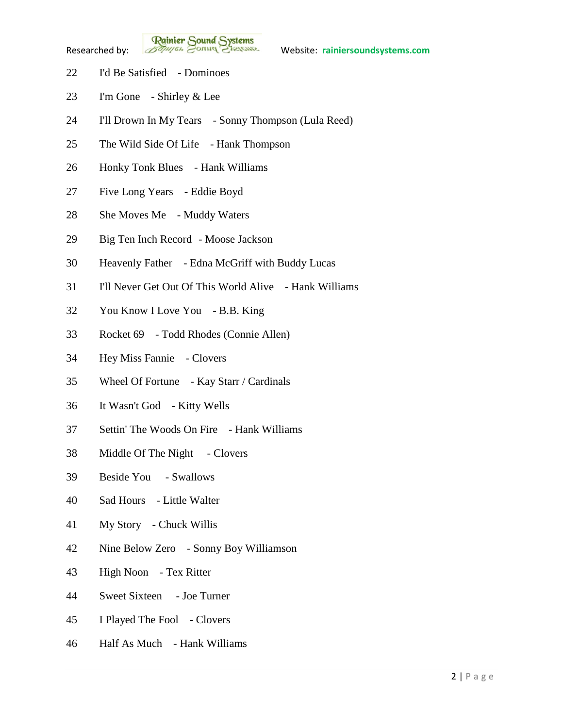22 I'd Be Satisfied - Dominoes

23 I'm Gone - Shirley & Lee

24 I'll Drown In My Tears - Sonny Thompson (Lula Reed)

25 The Wild Side Of Life - Hank Thompson

26 Honky Tonk Blues - Hank Williams

27 Five Long Years - Eddie Boyd

28 She Moves Me - Muddy Waters

29 Big Ten Inch Record - Moose Jackson

30 Heavenly Father - Edna McGriff with Buddy Lucas

31 I'll Never Get Out Of This World Alive - Hank Williams

32 You Know I Love You - B.B. King

33 Rocket 69 - Todd Rhodes (Connie Allen)

34 Hey Miss Fannie - Clovers

35 Wheel Of Fortune - Kay Starr / Cardinals

36 It Wasn't God - Kitty Wells

37 Settin' The Woods On Fire - Hank Williams

38 Middle Of The Night - Clovers

39 Beside You - Swallows

40 Sad Hours - Little Walter

41 My Story - Chuck Willis

42 Nine Below Zero - Sonny Boy Williamson

43 High Noon - Tex Ritter

44 Sweet Sixteen - Joe Turner

45 I Played The Fool - Clovers

46 Half As Much - Hank Williams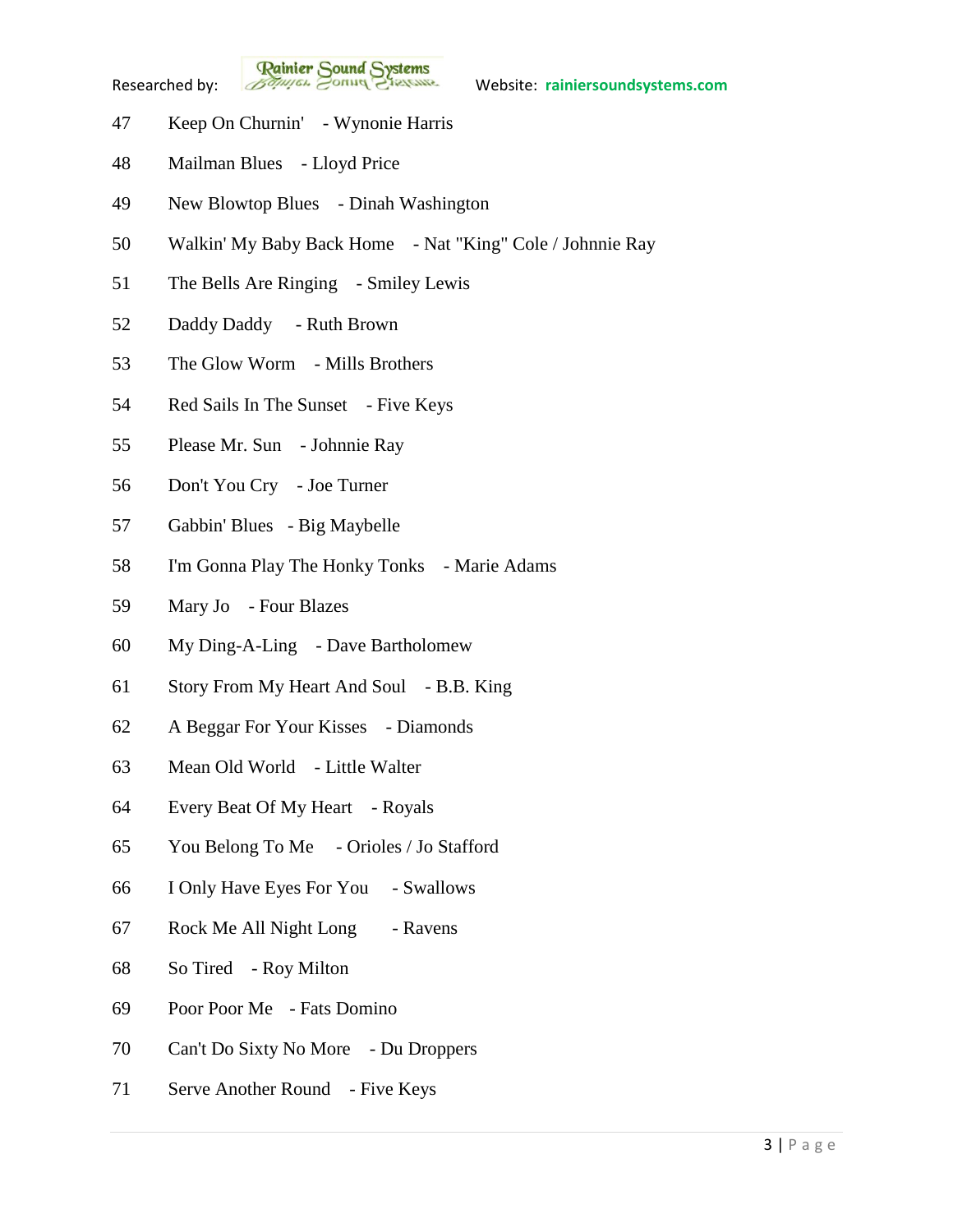47 Keep On Churnin' - Wynonie Harris

48 Mailman Blues - Lloyd Price

49 New Blowtop Blues - Dinah Washington

50 Walkin' My Baby Back Home - Nat "King" Cole / Johnnie Ray

51 The Bells Are Ringing - Smiley Lewis

52 Daddy Daddy - Ruth Brown

53 The Glow Worm - Mills Brothers

54 Red Sails In The Sunset - Five Keys

55 Please Mr. Sun - Johnnie Ray

56 Don't You Cry - Joe Turner

57 Gabbin' Blues - Big Maybelle

58 I'm Gonna Play The Honky Tonks - Marie Adams

59 Mary Jo - Four Blazes

60 My Ding-A-Ling - Dave Bartholomew

61 Story From My Heart And Soul - B.B. King

62 A Beggar For Your Kisses - Diamonds

63 Mean Old World - Little Walter

64 Every Beat Of My Heart - Royals

65 You Belong To Me - Orioles / Jo Stafford

66 I Only Have Eyes For You - Swallows

67 Rock Me All Night Long - Ravens

68 So Tired - Roy Milton

69 Poor Poor Me - Fats Domino

70 Can't Do Sixty No More - Du Droppers

71 Serve Another Round - Five Keys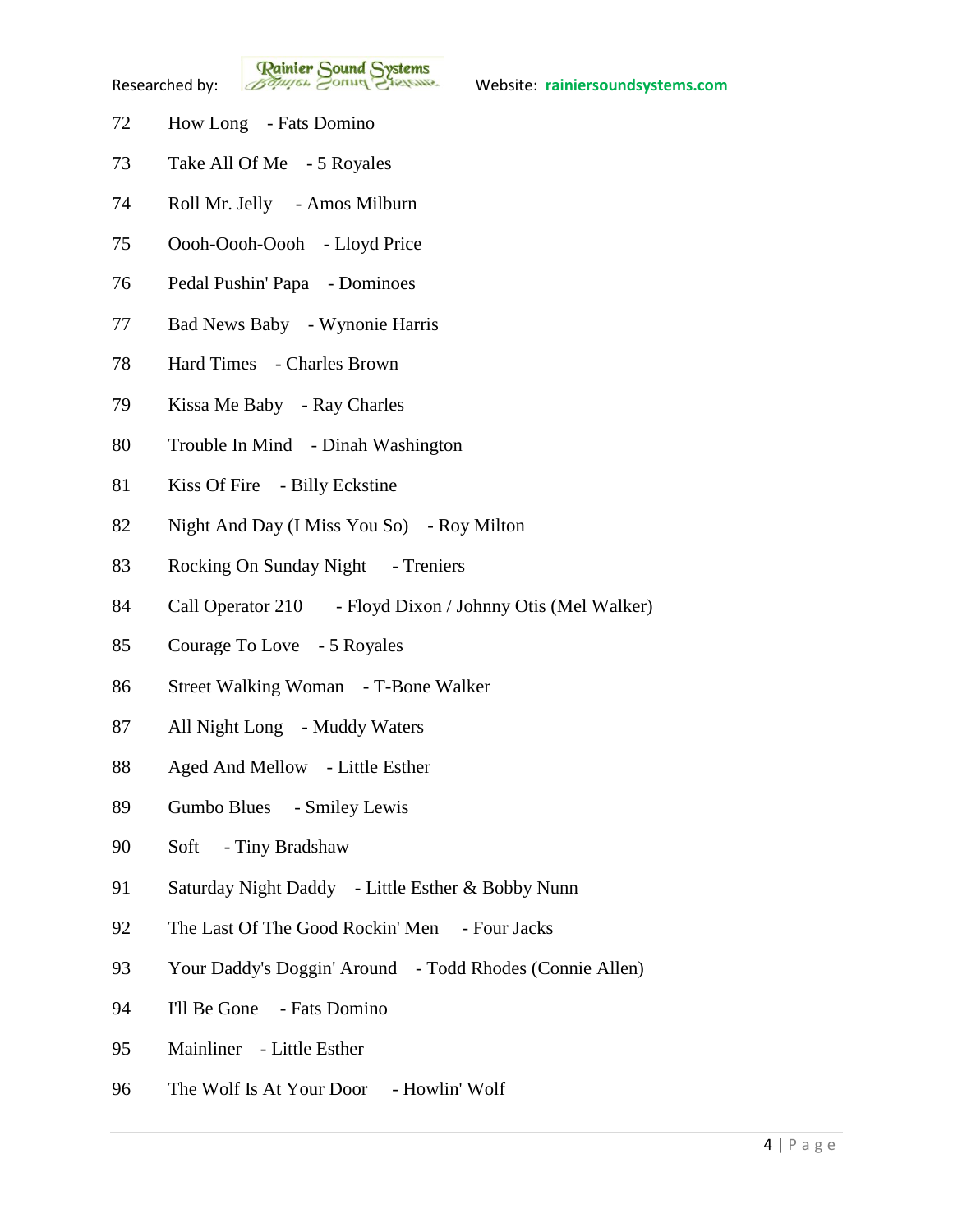72 How Long - Fats Domino

73 Take All Of Me - 5 Royales

74 Roll Mr. Jelly - Amos Milburn

75 Oooh-Oooh-Oooh - Lloyd Price

76 Pedal Pushin' Papa - Dominoes

77 Bad News Baby - Wynonie Harris

78 Hard Times - Charles Brown

79 Kissa Me Baby - Ray Charles

80 Trouble In Mind - Dinah Washington

81 Kiss Of Fire - Billy Eckstine

82 Night And Day (I Miss You So) - Roy Milton

83 Rocking On Sunday Night - Treniers

84 Call Operator 210 - Floyd Dixon / Johnny Otis (Mel Walker)

85 Courage To Love - 5 Royales

86 Street Walking Woman - T-Bone Walker

87 All Night Long - Muddy Waters

88 Aged And Mellow - Little Esther

89 Gumbo Blues - Smiley Lewis

90 Soft - Tiny Bradshaw

91 Saturday Night Daddy - Little Esther & Bobby Nunn

92 The Last Of The Good Rockin' Men - Four Jacks

93 Your Daddy's Doggin' Around - Todd Rhodes (Connie Allen)

94 I'll Be Gone - Fats Domino

95 Mainliner - Little Esther

96 The Wolf Is At Your Door - Howlin' Wolf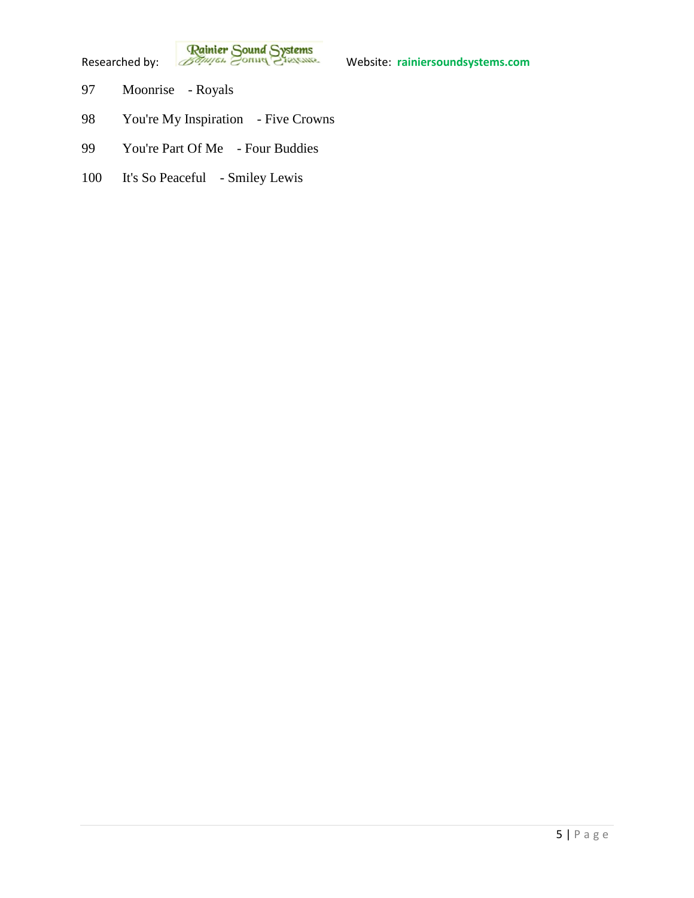97 Moonrise - Royals

98 You're My Inspiration - Five Crowns

99 You're Part Of Me - Four Buddies

100 It's So Peaceful - Smiley Lewis